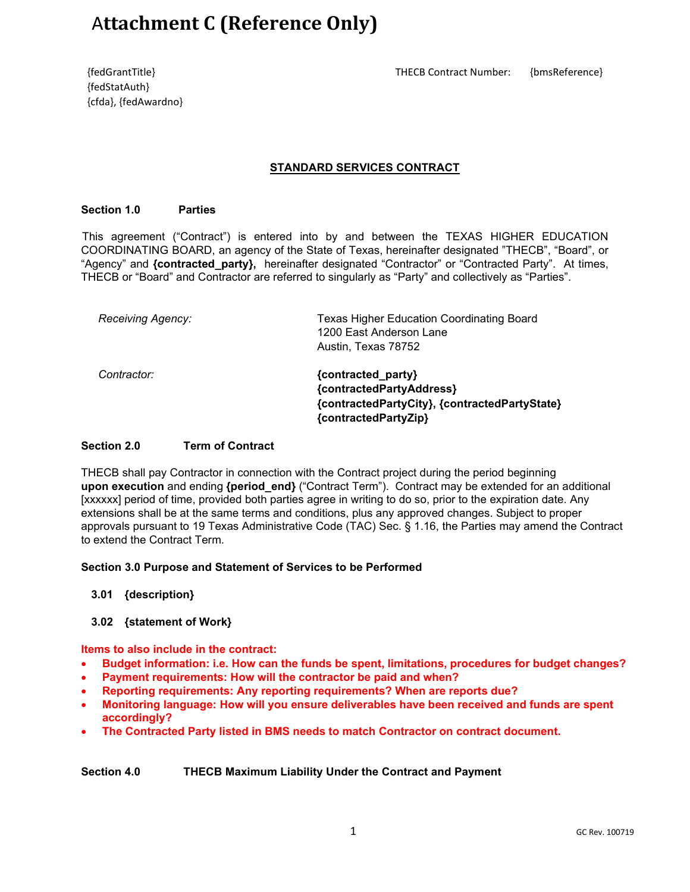# Attachment C (Reference Only)

{fedGrantTitle}
{fedStatAuth}
{cfda}, {fedAwardno}

THECB Contract Number: {bmsReference}

## STANDARD SERVICES CONTRACT

### Section 1.0 Parties

This agreement ("Contract") is entered into by and between the TEXAS HIGHER EDUCATION COORDINATING BOARD, an agency of the State of Texas, hereinafter designated "THECB", "Board", or "Agency" and **{contracted_party},** hereinafter designated "Contractor" or "Contracted Party". At times, THECB or "Board" and Contractor are referred to singularly as "Party" and collectively as "Parties".

*Receiving Agency:*

Texas Higher Education Coordinating Board
1200 East Anderson Lane
Austin, Texas 78752

*Contractor:*

**{contracted_party}**
**{contractedPartyAddress}**
**{contractedPartyCity}, {contractedPartyState}**
**{contractedPartyZip}**

### Section 2.0 Term of Contract

THECB shall pay Contractor in connection with the Contract project during the period beginning **upon execution** and ending **{period_end}** ("Contract Term"). Contract may be extended for an additional [xxxxxx] period of time, provided both parties agree in writing to do so, prior to the expiration date. Any extensions shall be at the same terms and conditions, plus any approved changes. Subject to proper approvals pursuant to 19 Texas Administrative Code (TAC) Sec. § 1.16, the Parties may amend the Contract to extend the Contract Term.

### Section 3.0 Purpose and Statement of Services to be Performed

**3.01 {description}**

**3.02 {statement of Work}**

**Items to also include in the contract:**

- **Budget information: i.e. How can the funds be spent, limitations, procedures for budget changes?**
- **Payment requirements: How will the contractor be paid and when?**
- **Reporting requirements: Any reporting requirements? When are reports due?**
- **Monitoring language: How will you ensure deliverables have been received and funds are spent accordingly?**
- **The Contracted Party listed in BMS needs to match Contractor on contract document.**

### Section 4.0 THECB Maximum Liability Under the Contract and Payment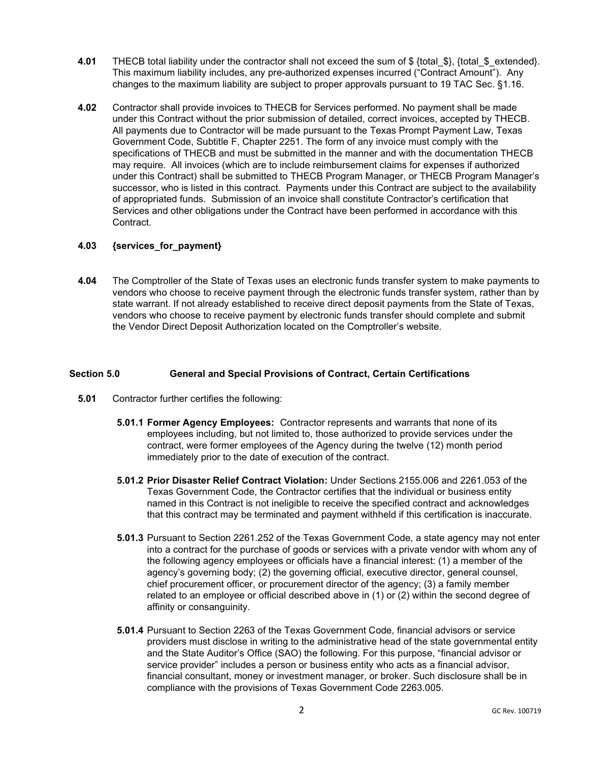**4.01** THECB total liability under the contractor shall not exceed the sum of $ {total_$}, {total_$_extended}. This maximum liability includes, any pre-authorized expenses incurred ("Contract Amount"). Any changes to the maximum liability are subject to proper approvals pursuant to 19 TAC Sec. §1.16.

**4.02** Contractor shall provide invoices to THECB for Services performed. No payment shall be made under this Contract without the prior submission of detailed, correct invoices, accepted by THECB. All payments due to Contractor will be made pursuant to the Texas Prompt Payment Law, Texas Government Code, Subtitle F, Chapter 2251. The form of any invoice must comply with the specifications of THECB and must be submitted in the manner and with the documentation THECB may require. All invoices (which are to include reimbursement claims for expenses if authorized under this Contract) shall be submitted to THECB Program Manager, or THECB Program Manager's successor, who is listed in this contract. Payments under this Contract are subject to the availability of appropriated funds. Submission of an invoice shall constitute Contractor's certification that Services and other obligations under the Contract have been performed in accordance with this Contract.

**4.03** **{services_for_payment}**

**4.04** The Comptroller of the State of Texas uses an electronic funds transfer system to make payments to vendors who choose to receive payment through the electronic funds transfer system, rather than by state warrant. If not already established to receive direct deposit payments from the State of Texas, vendors who choose to receive payment by electronic funds transfer should complete and submit the Vendor Direct Deposit Authorization located on the Comptroller's website.

## Section 5.0 General and Special Provisions of Contract, Certain Certifications

**5.01** Contractor further certifies the following:

**5.01.1 Former Agency Employees:** Contractor represents and warrants that none of its employees including, but not limited to, those authorized to provide services under the contract, were former employees of the Agency during the twelve (12) month period immediately prior to the date of execution of the contract.

**5.01.2 Prior Disaster Relief Contract Violation:** Under Sections 2155.006 and 2261.053 of the Texas Government Code, the Contractor certifies that the individual or business entity named in this Contract is not ineligible to receive the specified contract and acknowledges that this contract may be terminated and payment withheld if this certification is inaccurate.

**5.01.3** Pursuant to Section 2261.252 of the Texas Government Code, a state agency may not enter into a contract for the purchase of goods or services with a private vendor with whom any of the following agency employees or officials have a financial interest: (1) a member of the agency's governing body; (2) the governing official, executive director, general counsel, chief procurement officer, or procurement director of the agency; (3) a family member related to an employee or official described above in (1) or (2) within the second degree of affinity or consanguinity.

**5.01.4** Pursuant to Section 2263 of the Texas Government Code, financial advisors or service providers must disclose in writing to the administrative head of the state governmental entity and the State Auditor's Office (SAO) the following. For this purpose, "financial advisor or service provider" includes a person or business entity who acts as a financial advisor, financial consultant, money or investment manager, or broker. Such disclosure shall be in compliance with the provisions of Texas Government Code 2263.005.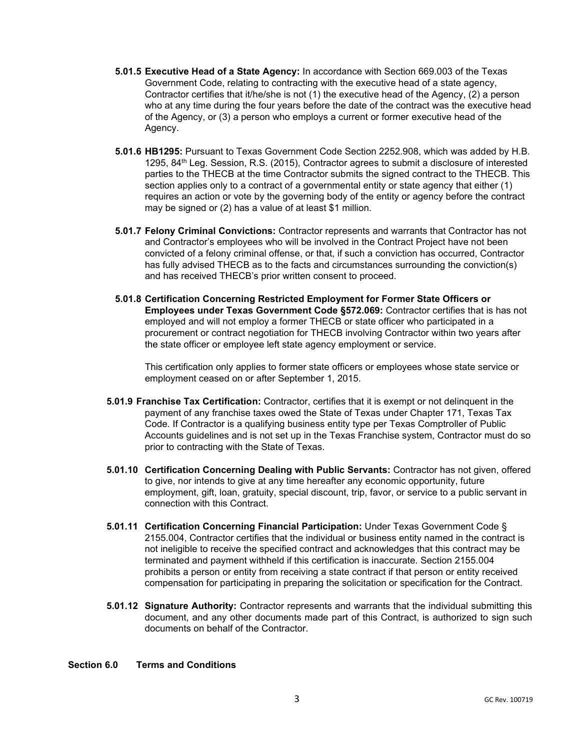**5.01.5 Executive Head of a State Agency:** In accordance with Section 669.003 of the Texas Government Code, relating to contracting with the executive head of a state agency, Contractor certifies that it/he/she is not (1) the executive head of the Agency, (2) a person who at any time during the four years before the date of the contract was the executive head of the Agency, or (3) a person who employs a current or former executive head of the Agency.

**5.01.6 HB1295:** Pursuant to Texas Government Code Section 2252.908, which was added by H.B. 1295, 84th Leg. Session, R.S. (2015), Contractor agrees to submit a disclosure of interested parties to the THECB at the time Contractor submits the signed contract to the THECB. This section applies only to a contract of a governmental entity or state agency that either (1) requires an action or vote by the governing body of the entity or agency before the contract may be signed or (2) has a value of at least $1 million.

**5.01.7 Felony Criminal Convictions:** Contractor represents and warrants that Contractor has not and Contractor's employees who will be involved in the Contract Project have not been convicted of a felony criminal offense, or that, if such a conviction has occurred, Contractor has fully advised THECB as to the facts and circumstances surrounding the conviction(s) and has received THECB's prior written consent to proceed.

**5.01.8 Certification Concerning Restricted Employment for Former State Officers or Employees under Texas Government Code §572.069:** Contractor certifies that is has not employed and will not employ a former THECB or state officer who participated in a procurement or contract negotiation for THECB involving Contractor within two years after the state officer or employee left state agency employment or service.

This certification only applies to former state officers or employees whose state service or employment ceased on or after September 1, 2015.

**5.01.9 Franchise Tax Certification:** Contractor, certifies that it is exempt or not delinquent in the payment of any franchise taxes owed the State of Texas under Chapter 171, Texas Tax Code. If Contractor is a qualifying business entity type per Texas Comptroller of Public Accounts guidelines and is not set up in the Texas Franchise system, Contractor must do so prior to contracting with the State of Texas.

**5.01.10 Certification Concerning Dealing with Public Servants:** Contractor has not given, offered to give, nor intends to give at any time hereafter any economic opportunity, future employment, gift, loan, gratuity, special discount, trip, favor, or service to a public servant in connection with this Contract.

**5.01.11 Certification Concerning Financial Participation:** Under Texas Government Code § 2155.004, Contractor certifies that the individual or business entity named in the contract is not ineligible to receive the specified contract and acknowledges that this contract may be terminated and payment withheld if this certification is inaccurate. Section 2155.004 prohibits a person or entity from receiving a state contract if that person or entity received compensation for participating in preparing the solicitation or specification for the Contract.

**5.01.12 Signature Authority:** Contractor represents and warrants that the individual submitting this document, and any other documents made part of this Contract, is authorized to sign such documents on behalf of the Contractor.

## Section 6.0 Terms and Conditions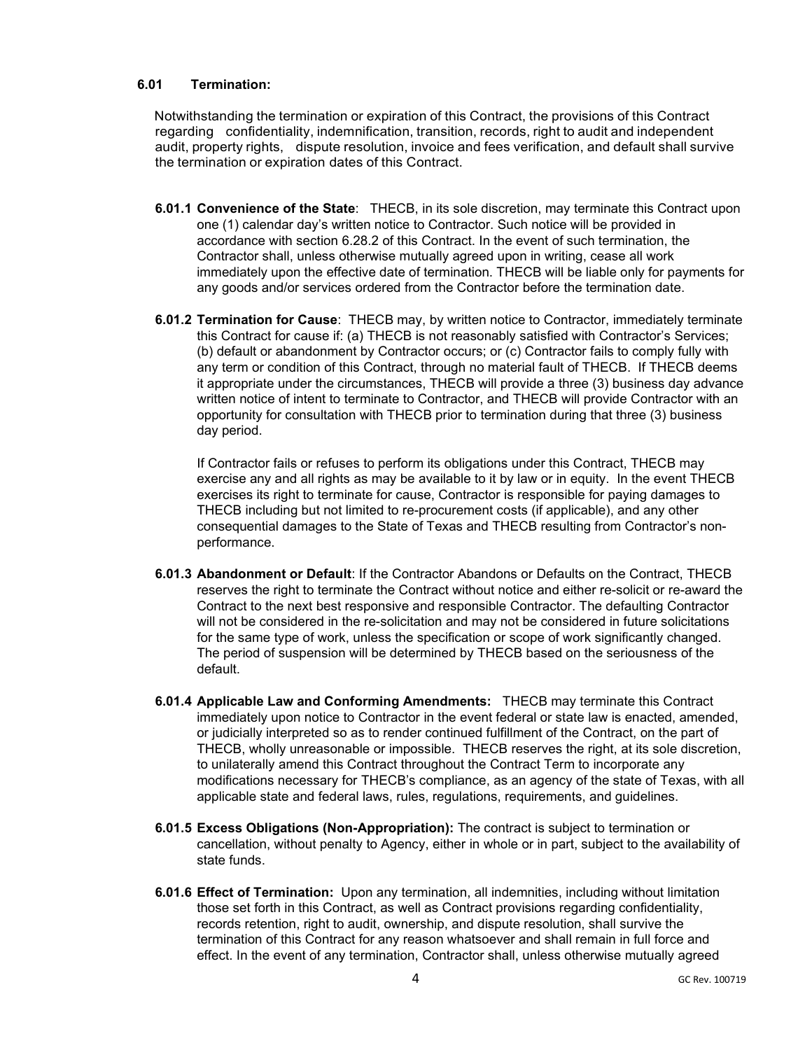### 6.01 Termination:

Notwithstanding the termination or expiration of this Contract, the provisions of this Contract regarding confidentiality, indemnification, transition, records, right to audit and independent audit, property rights, dispute resolution, invoice and fees verification, and default shall survive the termination or expiration dates of this Contract.

**6.01.1 Convenience of the State**: THECB, in its sole discretion, may terminate this Contract upon one (1) calendar day's written notice to Contractor. Such notice will be provided in accordance with section 6.28.2 of this Contract. In the event of such termination, the Contractor shall, unless otherwise mutually agreed upon in writing, cease all work immediately upon the effective date of termination. THECB will be liable only for payments for any goods and/or services ordered from the Contractor before the termination date.

**6.01.2 Termination for Cause**: THECB may, by written notice to Contractor, immediately terminate this Contract for cause if: (a) THECB is not reasonably satisfied with Contractor's Services; (b) default or abandonment by Contractor occurs; or (c) Contractor fails to comply fully with any term or condition of this Contract, through no material fault of THECB. If THECB deems it appropriate under the circumstances, THECB will provide a three (3) business day advance written notice of intent to terminate to Contractor, and THECB will provide Contractor with an opportunity for consultation with THECB prior to termination during that three (3) business day period.

If Contractor fails or refuses to perform its obligations under this Contract, THECB may exercise any and all rights as may be available to it by law or in equity. In the event THECB exercises its right to terminate for cause, Contractor is responsible for paying damages to THECB including but not limited to re-procurement costs (if applicable), and any other consequential damages to the State of Texas and THECB resulting from Contractor's non-performance.

**6.01.3 Abandonment or Default**: If the Contractor Abandons or Defaults on the Contract, THECB reserves the right to terminate the Contract without notice and either re-solicit or re-award the Contract to the next best responsive and responsible Contractor. The defaulting Contractor will not be considered in the re-solicitation and may not be considered in future solicitations for the same type of work, unless the specification or scope of work significantly changed. The period of suspension will be determined by THECB based on the seriousness of the default.

**6.01.4 Applicable Law and Conforming Amendments:** THECB may terminate this Contract immediately upon notice to Contractor in the event federal or state law is enacted, amended, or judicially interpreted so as to render continued fulfillment of the Contract, on the part of THECB, wholly unreasonable or impossible. THECB reserves the right, at its sole discretion, to unilaterally amend this Contract throughout the Contract Term to incorporate any modifications necessary for THECB's compliance, as an agency of the state of Texas, with all applicable state and federal laws, rules, regulations, requirements, and guidelines.

**6.01.5 Excess Obligations (Non-Appropriation):** The contract is subject to termination or cancellation, without penalty to Agency, either in whole or in part, subject to the availability of state funds.

**6.01.6 Effect of Termination:** Upon any termination, all indemnities, including without limitation those set forth in this Contract, as well as Contract provisions regarding confidentiality, records retention, right to audit, ownership, and dispute resolution, shall survive the termination of this Contract for any reason whatsoever and shall remain in full force and effect. In the event of any termination, Contractor shall, unless otherwise mutually agreed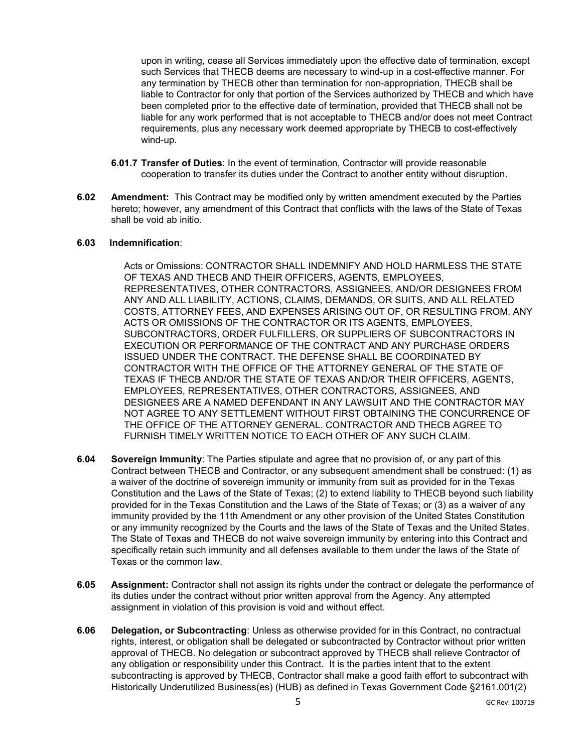upon in writing, cease all Services immediately upon the effective date of termination, except such Services that THECB deems are necessary to wind-up in a cost-effective manner. For any termination by THECB other than termination for non-appropriation, THECB shall be liable to Contractor for only that portion of the Services authorized by THECB and which have been completed prior to the effective date of termination, provided that THECB shall not be liable for any work performed that is not acceptable to THECB and/or does not meet Contract requirements, plus any necessary work deemed appropriate by THECB to cost-effectively wind-up.

**6.01.7 Transfer of Duties**: In the event of termination, Contractor will provide reasonable cooperation to transfer its duties under the Contract to another entity without disruption.

**6.02 Amendment:** This Contract may be modified only by written amendment executed by the Parties hereto; however, any amendment of this Contract that conflicts with the laws of the State of Texas shall be void ab initio.

**6.03 Indemnification**:

Acts or Omissions: CONTRACTOR SHALL INDEMNIFY AND HOLD HARMLESS THE STATE OF TEXAS AND THECB AND THEIR OFFICERS, AGENTS, EMPLOYEES, REPRESENTATIVES, OTHER CONTRACTORS, ASSIGNEES, AND/OR DESIGNEES FROM ANY AND ALL LIABILITY, ACTIONS, CLAIMS, DEMANDS, OR SUITS, AND ALL RELATED COSTS, ATTORNEY FEES, AND EXPENSES ARISING OUT OF, OR RESULTING FROM, ANY ACTS OR OMISSIONS OF THE CONTRACTOR OR ITS AGENTS, EMPLOYEES, SUBCONTRACTORS, ORDER FULFILLERS, OR SUPPLIERS OF SUBCONTRACTORS IN EXECUTION OR PERFORMANCE OF THE CONTRACT AND ANY PURCHASE ORDERS ISSUED UNDER THE CONTRACT. THE DEFENSE SHALL BE COORDINATED BY CONTRACTOR WITH THE OFFICE OF THE ATTORNEY GENERAL OF THE STATE OF TEXAS IF THECB AND/OR THE STATE OF TEXAS AND/OR THEIR OFFICERS, AGENTS, EMPLOYEES, REPRESENTATIVES, OTHER CONTRACTORS, ASSIGNEES, AND DESIGNEES ARE A NAMED DEFENDANT IN ANY LAWSUIT AND THE CONTRACTOR MAY NOT AGREE TO ANY SETTLEMENT WITHOUT FIRST OBTAINING THE CONCURRENCE OF THE OFFICE OF THE ATTORNEY GENERAL. CONTRACTOR AND THECB AGREE TO FURNISH TIMELY WRITTEN NOTICE TO EACH OTHER OF ANY SUCH CLAIM.

**6.04 Sovereign Immunity**: The Parties stipulate and agree that no provision of, or any part of this Contract between THECB and Contractor, or any subsequent amendment shall be construed: (1) as a waiver of the doctrine of sovereign immunity or immunity from suit as provided for in the Texas Constitution and the Laws of the State of Texas; (2) to extend liability to THECB beyond such liability provided for in the Texas Constitution and the Laws of the State of Texas; or (3) as a waiver of any immunity provided by the 11th Amendment or any other provision of the United States Constitution or any immunity recognized by the Courts and the laws of the State of Texas and the United States. The State of Texas and THECB do not waive sovereign immunity by entering into this Contract and specifically retain such immunity and all defenses available to them under the laws of the State of Texas or the common law.

**6.05 Assignment:** Contractor shall not assign its rights under the contract or delegate the performance of its duties under the contract without prior written approval from the Agency. Any attempted assignment in violation of this provision is void and without effect.

**6.06 Delegation, or Subcontracting**: Unless as otherwise provided for in this Contract, no contractual rights, interest, or obligation shall be delegated or subcontracted by Contractor without prior written approval of THECB. No delegation or subcontract approved by THECB shall relieve Contractor of any obligation or responsibility under this Contract. It is the parties intent that to the extent subcontracting is approved by THECB, Contractor shall make a good faith effort to subcontract with Historically Underutilized Business(es) (HUB) as defined in Texas Government Code §2161.001(2)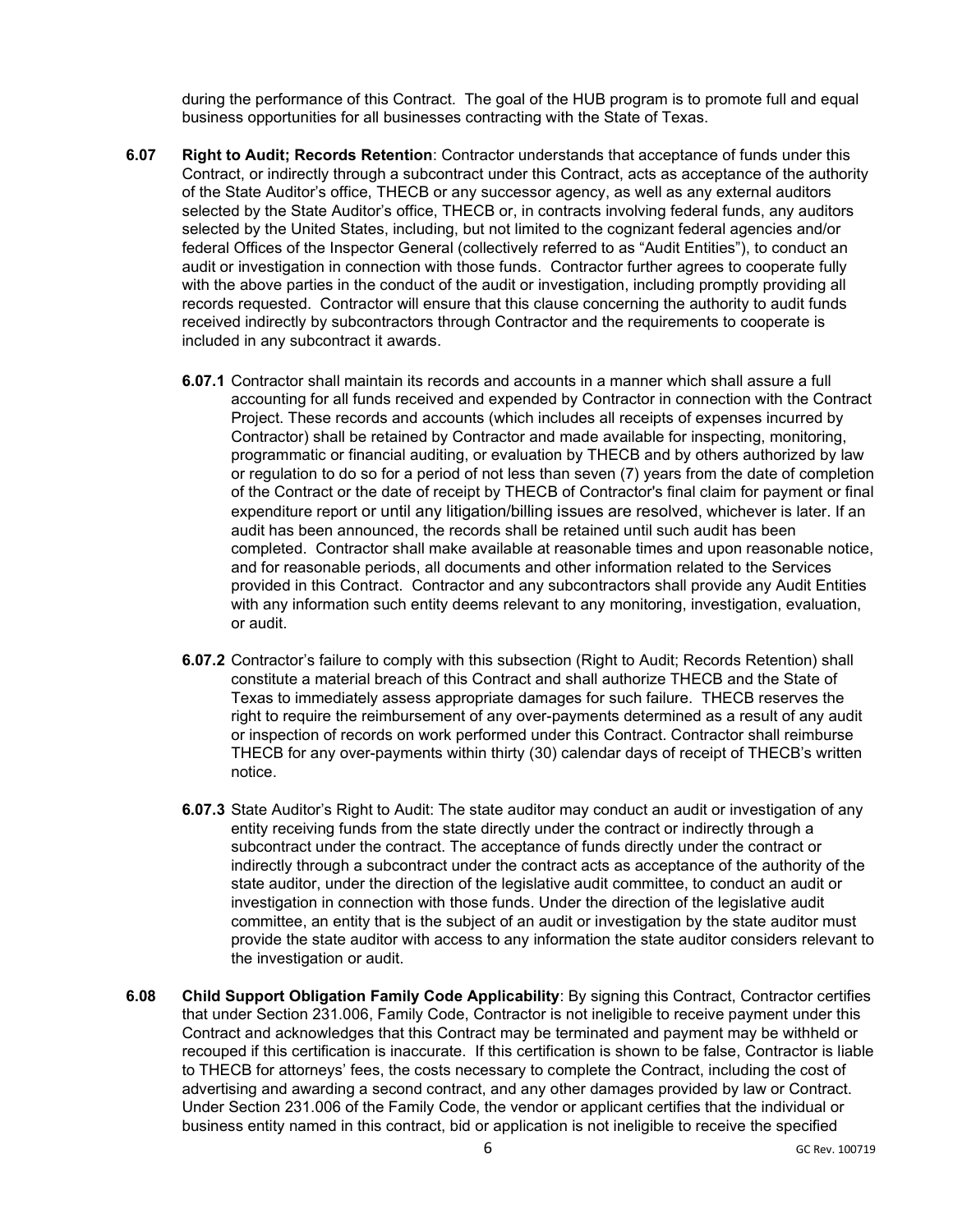during the performance of this Contract. The goal of the HUB program is to promote full and equal business opportunities for all businesses contracting with the State of Texas.

**6.07 Right to Audit; Records Retention**: Contractor understands that acceptance of funds under this Contract, or indirectly through a subcontract under this Contract, acts as acceptance of the authority of the State Auditor's office, THECB or any successor agency, as well as any external auditors selected by the State Auditor's office, THECB or, in contracts involving federal funds, any auditors selected by the United States, including, but not limited to the cognizant federal agencies and/or federal Offices of the Inspector General (collectively referred to as "Audit Entities"), to conduct an audit or investigation in connection with those funds. Contractor further agrees to cooperate fully with the above parties in the conduct of the audit or investigation, including promptly providing all records requested. Contractor will ensure that this clause concerning the authority to audit funds received indirectly by subcontractors through Contractor and the requirements to cooperate is included in any subcontract it awards.

**6.07.1** Contractor shall maintain its records and accounts in a manner which shall assure a full accounting for all funds received and expended by Contractor in connection with the Contract Project. These records and accounts (which includes all receipts of expenses incurred by Contractor) shall be retained by Contractor and made available for inspecting, monitoring, programmatic or financial auditing, or evaluation by THECB and by others authorized by law or regulation to do so for a period of not less than seven (7) years from the date of completion of the Contract or the date of receipt by THECB of Contractor's final claim for payment or final expenditure report or until any litigation/billing issues are resolved, whichever is later. If an audit has been announced, the records shall be retained until such audit has been completed. Contractor shall make available at reasonable times and upon reasonable notice, and for reasonable periods, all documents and other information related to the Services provided in this Contract. Contractor and any subcontractors shall provide any Audit Entities with any information such entity deems relevant to any monitoring, investigation, evaluation, or audit.

**6.07.2** Contractor's failure to comply with this subsection (Right to Audit; Records Retention) shall constitute a material breach of this Contract and shall authorize THECB and the State of Texas to immediately assess appropriate damages for such failure. THECB reserves the right to require the reimbursement of any over-payments determined as a result of any audit or inspection of records on work performed under this Contract. Contractor shall reimburse THECB for any over-payments within thirty (30) calendar days of receipt of THECB's written notice.

**6.07.3** State Auditor's Right to Audit: The state auditor may conduct an audit or investigation of any entity receiving funds from the state directly under the contract or indirectly through a subcontract under the contract. The acceptance of funds directly under the contract or indirectly through a subcontract under the contract acts as acceptance of the authority of the state auditor, under the direction of the legislative audit committee, to conduct an audit or investigation in connection with those funds. Under the direction of the legislative audit committee, an entity that is the subject of an audit or investigation by the state auditor must provide the state auditor with access to any information the state auditor considers relevant to the investigation or audit.

**6.08 Child Support Obligation Family Code Applicability**: By signing this Contract, Contractor certifies that under Section 231.006, Family Code, Contractor is not ineligible to receive payment under this Contract and acknowledges that this Contract may be terminated and payment may be withheld or recouped if this certification is inaccurate. If this certification is shown to be false, Contractor is liable to THECB for attorneys' fees, the costs necessary to complete the Contract, including the cost of advertising and awarding a second contract, and any other damages provided by law or Contract. Under Section 231.006 of the Family Code, the vendor or applicant certifies that the individual or business entity named in this contract, bid or application is not ineligible to receive the specified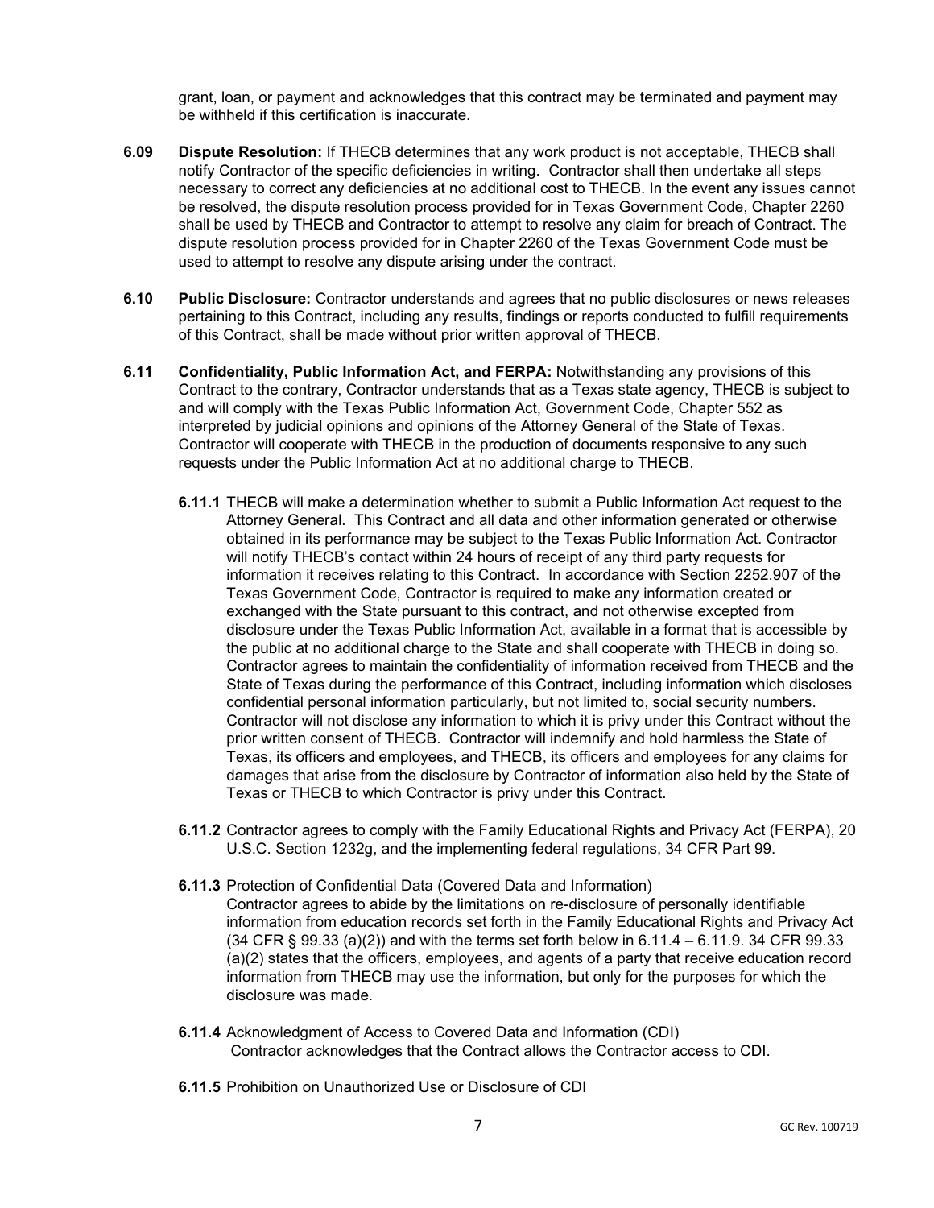grant, loan, or payment and acknowledges that this contract may be terminated and payment may be withheld if this certification is inaccurate.

**6.09 Dispute Resolution:** If THECB determines that any work product is not acceptable, THECB shall notify Contractor of the specific deficiencies in writing. Contractor shall then undertake all steps necessary to correct any deficiencies at no additional cost to THECB. In the event any issues cannot be resolved, the dispute resolution process provided for in Texas Government Code, Chapter 2260 shall be used by THECB and Contractor to attempt to resolve any claim for breach of Contract. The dispute resolution process provided for in Chapter 2260 of the Texas Government Code must be used to attempt to resolve any dispute arising under the contract.

**6.10 Public Disclosure:** Contractor understands and agrees that no public disclosures or news releases pertaining to this Contract, including any results, findings or reports conducted to fulfill requirements of this Contract, shall be made without prior written approval of THECB.

**6.11 Confidentiality, Public Information Act, and FERPA:** Notwithstanding any provisions of this Contract to the contrary, Contractor understands that as a Texas state agency, THECB is subject to and will comply with the Texas Public Information Act, Government Code, Chapter 552 as interpreted by judicial opinions and opinions of the Attorney General of the State of Texas. Contractor will cooperate with THECB in the production of documents responsive to any such requests under the Public Information Act at no additional charge to THECB.

**6.11.1** THECB will make a determination whether to submit a Public Information Act request to the Attorney General. This Contract and all data and other information generated or otherwise obtained in its performance may be subject to the Texas Public Information Act. Contractor will notify THECB's contact within 24 hours of receipt of any third party requests for information it receives relating to this Contract. In accordance with Section 2252.907 of the Texas Government Code, Contractor is required to make any information created or exchanged with the State pursuant to this contract, and not otherwise excepted from disclosure under the Texas Public Information Act, available in a format that is accessible by the public at no additional charge to the State and shall cooperate with THECB in doing so. Contractor agrees to maintain the confidentiality of information received from THECB and the State of Texas during the performance of this Contract, including information which discloses confidential personal information particularly, but not limited to, social security numbers. Contractor will not disclose any information to which it is privy under this Contract without the prior written consent of THECB. Contractor will indemnify and hold harmless the State of Texas, its officers and employees, and THECB, its officers and employees for any claims for damages that arise from the disclosure by Contractor of information also held by the State of Texas or THECB to which Contractor is privy under this Contract.

**6.11.2** Contractor agrees to comply with the Family Educational Rights and Privacy Act (FERPA), 20 U.S.C. Section 1232g, and the implementing federal regulations, 34 CFR Part 99.

**6.11.3** Protection of Confidential Data (Covered Data and Information)
Contractor agrees to abide by the limitations on re-disclosure of personally identifiable information from education records set forth in the Family Educational Rights and Privacy Act (34 CFR § 99.33 (a)(2)) and with the terms set forth below in 6.11.4 – 6.11.9. 34 CFR 99.33 (a)(2) states that the officers, employees, and agents of a party that receive education record information from THECB may use the information, but only for the purposes for which the disclosure was made.

**6.11.4** Acknowledgment of Access to Covered Data and Information (CDI)
Contractor acknowledges that the Contract allows the Contractor access to CDI.

**6.11.5** Prohibition on Unauthorized Use or Disclosure of CDI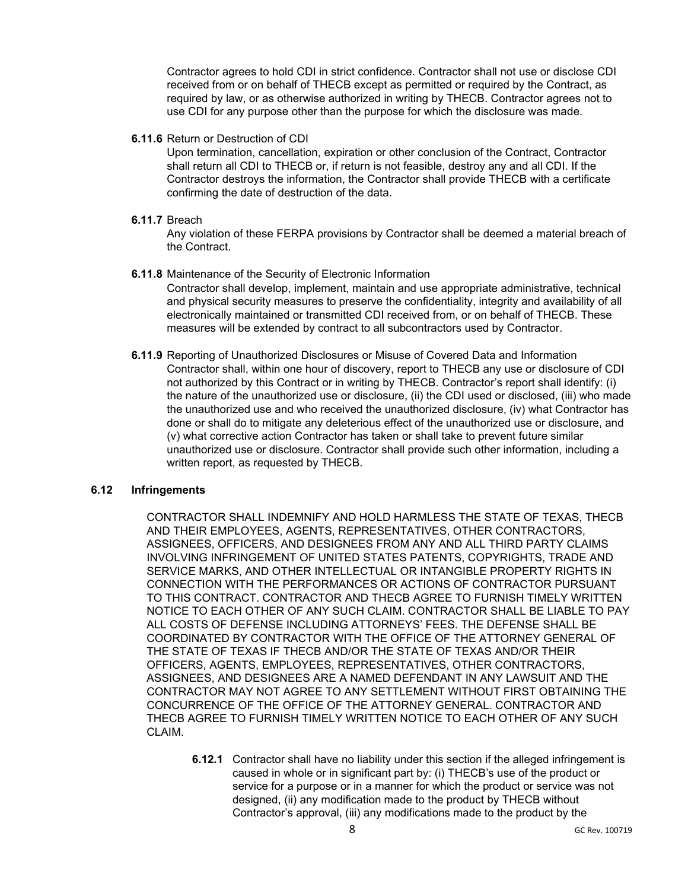Contractor agrees to hold CDI in strict confidence. Contractor shall not use or disclose CDI received from or on behalf of THECB except as permitted or required by the Contract, as required by law, or as otherwise authorized in writing by THECB. Contractor agrees not to use CDI for any purpose other than the purpose for which the disclosure was made.

**6.11.6** Return or Destruction of CDI

Upon termination, cancellation, expiration or other conclusion of the Contract, Contractor shall return all CDI to THECB or, if return is not feasible, destroy any and all CDI. If the Contractor destroys the information, the Contractor shall provide THECB with a certificate confirming the date of destruction of the data.

**6.11.7** Breach

Any violation of these FERPA provisions by Contractor shall be deemed a material breach of the Contract.

**6.11.8** Maintenance of the Security of Electronic Information

Contractor shall develop, implement, maintain and use appropriate administrative, technical and physical security measures to preserve the confidentiality, integrity and availability of all electronically maintained or transmitted CDI received from, or on behalf of THECB. These measures will be extended by contract to all subcontractors used by Contractor.

**6.11.9** Reporting of Unauthorized Disclosures or Misuse of Covered Data and Information

Contractor shall, within one hour of discovery, report to THECB any use or disclosure of CDI not authorized by this Contract or in writing by THECB. Contractor's report shall identify: (i) the nature of the unauthorized use or disclosure, (ii) the CDI used or disclosed, (iii) who made the unauthorized use and who received the unauthorized disclosure, (iv) what Contractor has done or shall do to mitigate any deleterious effect of the unauthorized use or disclosure, and (v) what corrective action Contractor has taken or shall take to prevent future similar unauthorized use or disclosure. Contractor shall provide such other information, including a written report, as requested by THECB.

### 6.12 Infringements

CONTRACTOR SHALL INDEMNIFY AND HOLD HARMLESS THE STATE OF TEXAS, THECB AND THEIR EMPLOYEES, AGENTS, REPRESENTATIVES, OTHER CONTRACTORS, ASSIGNEES, OFFICERS, AND DESIGNEES FROM ANY AND ALL THIRD PARTY CLAIMS INVOLVING INFRINGEMENT OF UNITED STATES PATENTS, COPYRIGHTS, TRADE AND SERVICE MARKS, AND OTHER INTELLECTUAL OR INTANGIBLE PROPERTY RIGHTS IN CONNECTION WITH THE PERFORMANCES OR ACTIONS OF CONTRACTOR PURSUANT TO THIS CONTRACT. CONTRACTOR AND THECB AGREE TO FURNISH TIMELY WRITTEN NOTICE TO EACH OTHER OF ANY SUCH CLAIM. CONTRACTOR SHALL BE LIABLE TO PAY ALL COSTS OF DEFENSE INCLUDING ATTORNEYS' FEES. THE DEFENSE SHALL BE COORDINATED BY CONTRACTOR WITH THE OFFICE OF THE ATTORNEY GENERAL OF THE STATE OF TEXAS IF THECB AND/OR THE STATE OF TEXAS AND/OR THEIR OFFICERS, AGENTS, EMPLOYEES, REPRESENTATIVES, OTHER CONTRACTORS, ASSIGNEES, AND DESIGNEES ARE A NAMED DEFENDANT IN ANY LAWSUIT AND THE CONTRACTOR MAY NOT AGREE TO ANY SETTLEMENT WITHOUT FIRST OBTAINING THE CONCURRENCE OF THE OFFICE OF THE ATTORNEY GENERAL. CONTRACTOR AND THECB AGREE TO FURNISH TIMELY WRITTEN NOTICE TO EACH OTHER OF ANY SUCH CLAIM.

**6.12.1** Contractor shall have no liability under this section if the alleged infringement is caused in whole or in significant part by: (i) THECB's use of the product or service for a purpose or in a manner for which the product or service was not designed, (ii) any modification made to the product by THECB without Contractor's approval, (iii) any modifications made to the product by the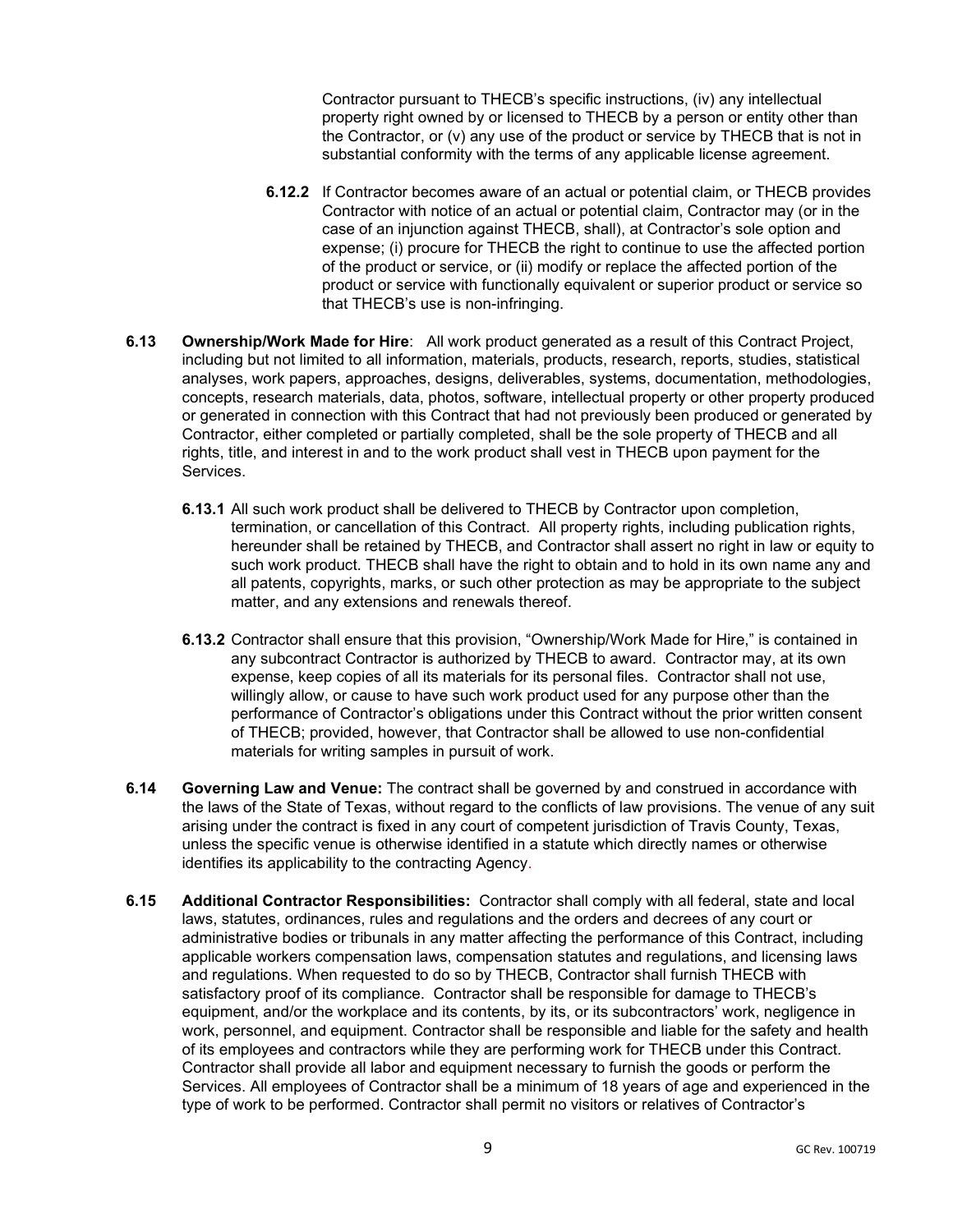Contractor pursuant to THECB's specific instructions, (iv) any intellectual property right owned by or licensed to THECB by a person or entity other than the Contractor, or (v) any use of the product or service by THECB that is not in substantial conformity with the terms of any applicable license agreement.

**6.12.2** If Contractor becomes aware of an actual or potential claim, or THECB provides Contractor with notice of an actual or potential claim, Contractor may (or in the case of an injunction against THECB, shall), at Contractor's sole option and expense; (i) procure for THECB the right to continue to use the affected portion of the product or service, or (ii) modify or replace the affected portion of the product or service with functionally equivalent or superior product or service so that THECB's use is non-infringing.

**6.13 Ownership/Work Made for Hire**: All work product generated as a result of this Contract Project, including but not limited to all information, materials, products, research, reports, studies, statistical analyses, work papers, approaches, designs, deliverables, systems, documentation, methodologies, concepts, research materials, data, photos, software, intellectual property or other property produced or generated in connection with this Contract that had not previously been produced or generated by Contractor, either completed or partially completed, shall be the sole property of THECB and all rights, title, and interest in and to the work product shall vest in THECB upon payment for the Services.

**6.13.1** All such work product shall be delivered to THECB by Contractor upon completion, termination, or cancellation of this Contract. All property rights, including publication rights, hereunder shall be retained by THECB, and Contractor shall assert no right in law or equity to such work product. THECB shall have the right to obtain and to hold in its own name any and all patents, copyrights, marks, or such other protection as may be appropriate to the subject matter, and any extensions and renewals thereof.

**6.13.2** Contractor shall ensure that this provision, "Ownership/Work Made for Hire," is contained in any subcontract Contractor is authorized by THECB to award. Contractor may, at its own expense, keep copies of all its materials for its personal files. Contractor shall not use, willingly allow, or cause to have such work product used for any purpose other than the performance of Contractor's obligations under this Contract without the prior written consent of THECB; provided, however, that Contractor shall be allowed to use non-confidential materials for writing samples in pursuit of work.

**6.14 Governing Law and Venue:** The contract shall be governed by and construed in accordance with the laws of the State of Texas, without regard to the conflicts of law provisions. The venue of any suit arising under the contract is fixed in any court of competent jurisdiction of Travis County, Texas, unless the specific venue is otherwise identified in a statute which directly names or otherwise identifies its applicability to the contracting Agency.

**6.15 Additional Contractor Responsibilities:** Contractor shall comply with all federal, state and local laws, statutes, ordinances, rules and regulations and the orders and decrees of any court or administrative bodies or tribunals in any matter affecting the performance of this Contract, including applicable workers compensation laws, compensation statutes and regulations, and licensing laws and regulations. When requested to do so by THECB, Contractor shall furnish THECB with satisfactory proof of its compliance. Contractor shall be responsible for damage to THECB's equipment, and/or the workplace and its contents, by its, or its subcontractors' work, negligence in work, personnel, and equipment. Contractor shall be responsible and liable for the safety and health of its employees and contractors while they are performing work for THECB under this Contract. Contractor shall provide all labor and equipment necessary to furnish the goods or perform the Services. All employees of Contractor shall be a minimum of 18 years of age and experienced in the type of work to be performed. Contractor shall permit no visitors or relatives of Contractor's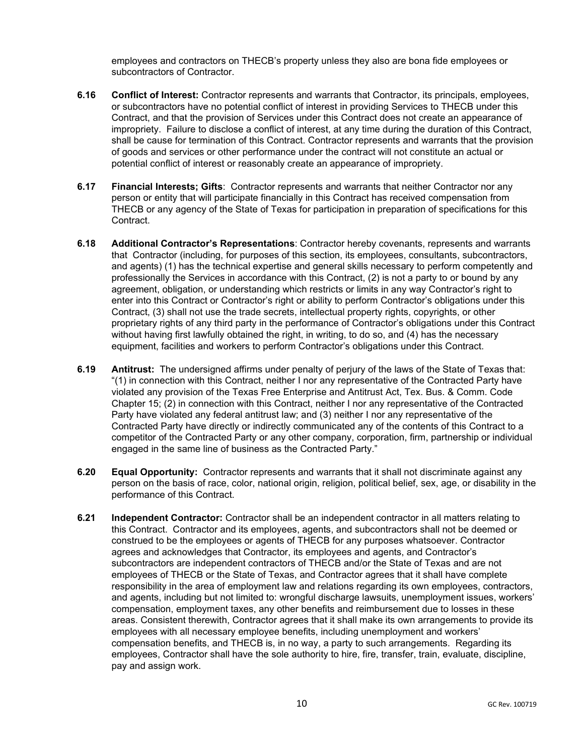employees and contractors on THECB's property unless they also are bona fide employees or subcontractors of Contractor.

**6.16 Conflict of Interest:** Contractor represents and warrants that Contractor, its principals, employees, or subcontractors have no potential conflict of interest in providing Services to THECB under this Contract, and that the provision of Services under this Contract does not create an appearance of impropriety. Failure to disclose a conflict of interest, at any time during the duration of this Contract, shall be cause for termination of this Contract. Contractor represents and warrants that the provision of goods and services or other performance under the contract will not constitute an actual or potential conflict of interest or reasonably create an appearance of impropriety.

**6.17 Financial Interests; Gifts**: Contractor represents and warrants that neither Contractor nor any person or entity that will participate financially in this Contract has received compensation from THECB or any agency of the State of Texas for participation in preparation of specifications for this Contract.

**6.18 Additional Contractor's Representations**: Contractor hereby covenants, represents and warrants that Contractor (including, for purposes of this section, its employees, consultants, subcontractors, and agents) (1) has the technical expertise and general skills necessary to perform competently and professionally the Services in accordance with this Contract, (2) is not a party to or bound by any agreement, obligation, or understanding which restricts or limits in any way Contractor's right to enter into this Contract or Contractor's right or ability to perform Contractor's obligations under this Contract, (3) shall not use the trade secrets, intellectual property rights, copyrights, or other proprietary rights of any third party in the performance of Contractor's obligations under this Contract without having first lawfully obtained the right, in writing, to do so, and (4) has the necessary equipment, facilities and workers to perform Contractor's obligations under this Contract.

**6.19 Antitrust:** The undersigned affirms under penalty of perjury of the laws of the State of Texas that: "(1) in connection with this Contract, neither I nor any representative of the Contracted Party have violated any provision of the Texas Free Enterprise and Antitrust Act, Tex. Bus. & Comm. Code Chapter 15; (2) in connection with this Contract, neither I nor any representative of the Contracted Party have violated any federal antitrust law; and (3) neither I nor any representative of the Contracted Party have directly or indirectly communicated any of the contents of this Contract to a competitor of the Contracted Party or any other company, corporation, firm, partnership or individual engaged in the same line of business as the Contracted Party."

**6.20 Equal Opportunity:** Contractor represents and warrants that it shall not discriminate against any person on the basis of race, color, national origin, religion, political belief, sex, age, or disability in the performance of this Contract.

**6.21 Independent Contractor:** Contractor shall be an independent contractor in all matters relating to this Contract. Contractor and its employees, agents, and subcontractors shall not be deemed or construed to be the employees or agents of THECB for any purposes whatsoever. Contractor agrees and acknowledges that Contractor, its employees and agents, and Contractor's subcontractors are independent contractors of THECB and/or the State of Texas and are not employees of THECB or the State of Texas, and Contractor agrees that it shall have complete responsibility in the area of employment law and relations regarding its own employees, contractors, and agents, including but not limited to: wrongful discharge lawsuits, unemployment issues, workers' compensation, employment taxes, any other benefits and reimbursement due to losses in these areas. Consistent therewith, Contractor agrees that it shall make its own arrangements to provide its employees with all necessary employee benefits, including unemployment and workers' compensation benefits, and THECB is, in no way, a party to such arrangements. Regarding its employees, Contractor shall have the sole authority to hire, fire, transfer, train, evaluate, discipline, pay and assign work.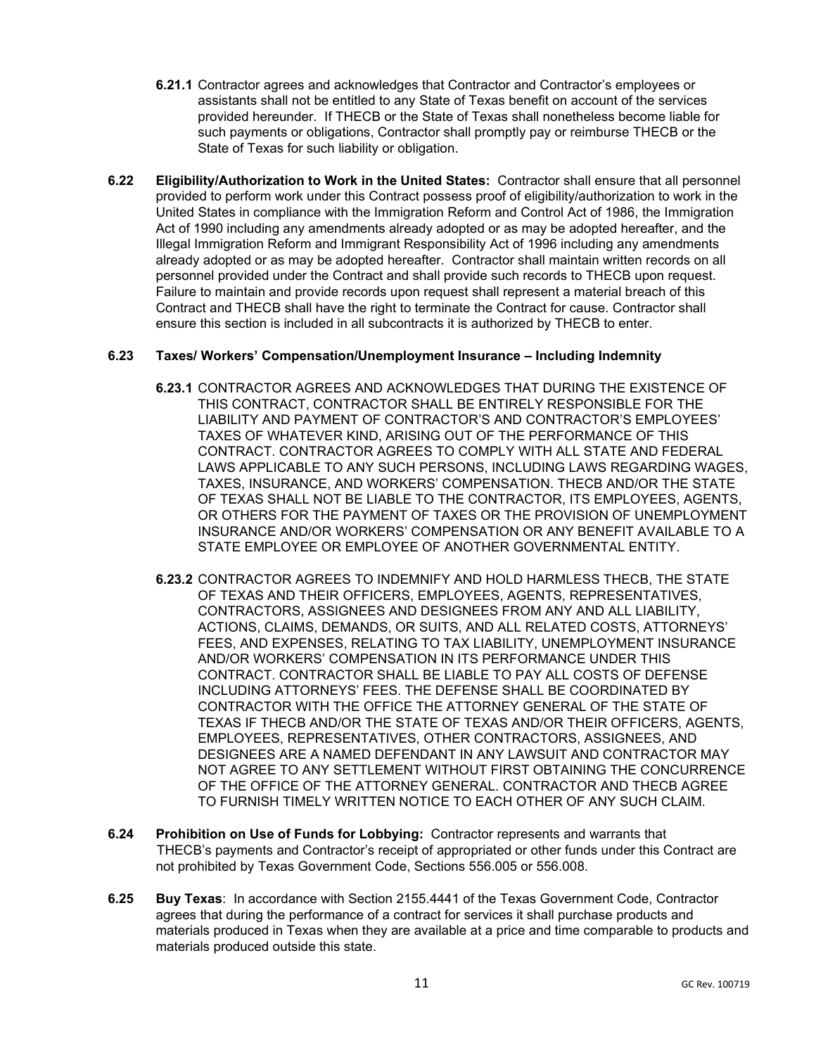**6.21.1** Contractor agrees and acknowledges that Contractor and Contractor's employees or assistants shall not be entitled to any State of Texas benefit on account of the services provided hereunder. If THECB or the State of Texas shall nonetheless become liable for such payments or obligations, Contractor shall promptly pay or reimburse THECB or the State of Texas for such liability or obligation.

**6.22 Eligibility/Authorization to Work in the United States:** Contractor shall ensure that all personnel provided to perform work under this Contract possess proof of eligibility/authorization to work in the United States in compliance with the Immigration Reform and Control Act of 1986, the Immigration Act of 1990 including any amendments already adopted or as may be adopted hereafter, and the Illegal Immigration Reform and Immigrant Responsibility Act of 1996 including any amendments already adopted or as may be adopted hereafter. Contractor shall maintain written records on all personnel provided under the Contract and shall provide such records to THECB upon request. Failure to maintain and provide records upon request shall represent a material breach of this Contract and THECB shall have the right to terminate the Contract for cause. Contractor shall ensure this section is included in all subcontracts it is authorized by THECB to enter.

**6.23 Taxes/ Workers' Compensation/Unemployment Insurance – Including Indemnity**

**6.23.1** CONTRACTOR AGREES AND ACKNOWLEDGES THAT DURING THE EXISTENCE OF THIS CONTRACT, CONTRACTOR SHALL BE ENTIRELY RESPONSIBLE FOR THE LIABILITY AND PAYMENT OF CONTRACTOR'S AND CONTRACTOR'S EMPLOYEES' TAXES OF WHATEVER KIND, ARISING OUT OF THE PERFORMANCE OF THIS CONTRACT. CONTRACTOR AGREES TO COMPLY WITH ALL STATE AND FEDERAL LAWS APPLICABLE TO ANY SUCH PERSONS, INCLUDING LAWS REGARDING WAGES, TAXES, INSURANCE, AND WORKERS' COMPENSATION. THECB AND/OR THE STATE OF TEXAS SHALL NOT BE LIABLE TO THE CONTRACTOR, ITS EMPLOYEES, AGENTS, OR OTHERS FOR THE PAYMENT OF TAXES OR THE PROVISION OF UNEMPLOYMENT INSURANCE AND/OR WORKERS' COMPENSATION OR ANY BENEFIT AVAILABLE TO A STATE EMPLOYEE OR EMPLOYEE OF ANOTHER GOVERNMENTAL ENTITY.

**6.23.2** CONTRACTOR AGREES TO INDEMNIFY AND HOLD HARMLESS THECB, THE STATE OF TEXAS AND THEIR OFFICERS, EMPLOYEES, AGENTS, REPRESENTATIVES, CONTRACTORS, ASSIGNEES AND DESIGNEES FROM ANY AND ALL LIABILITY, ACTIONS, CLAIMS, DEMANDS, OR SUITS, AND ALL RELATED COSTS, ATTORNEYS' FEES, AND EXPENSES, RELATING TO TAX LIABILITY, UNEMPLOYMENT INSURANCE AND/OR WORKERS' COMPENSATION IN ITS PERFORMANCE UNDER THIS CONTRACT. CONTRACTOR SHALL BE LIABLE TO PAY ALL COSTS OF DEFENSE INCLUDING ATTORNEYS' FEES. THE DEFENSE SHALL BE COORDINATED BY CONTRACTOR WITH THE OFFICE THE ATTORNEY GENERAL OF THE STATE OF TEXAS IF THECB AND/OR THE STATE OF TEXAS AND/OR THEIR OFFICERS, AGENTS, EMPLOYEES, REPRESENTATIVES, OTHER CONTRACTORS, ASSIGNEES, AND DESIGNEES ARE A NAMED DEFENDANT IN ANY LAWSUIT AND CONTRACTOR MAY NOT AGREE TO ANY SETTLEMENT WITHOUT FIRST OBTAINING THE CONCURRENCE OF THE OFFICE OF THE ATTORNEY GENERAL. CONTRACTOR AND THECB AGREE TO FURNISH TIMELY WRITTEN NOTICE TO EACH OTHER OF ANY SUCH CLAIM.

**6.24 Prohibition on Use of Funds for Lobbying:** Contractor represents and warrants that THECB's payments and Contractor's receipt of appropriated or other funds under this Contract are not prohibited by Texas Government Code, Sections 556.005 or 556.008.

**6.25 Buy Texas**: In accordance with Section 2155.4441 of the Texas Government Code, Contractor agrees that during the performance of a contract for services it shall purchase products and materials produced in Texas when they are available at a price and time comparable to products and materials produced outside this state.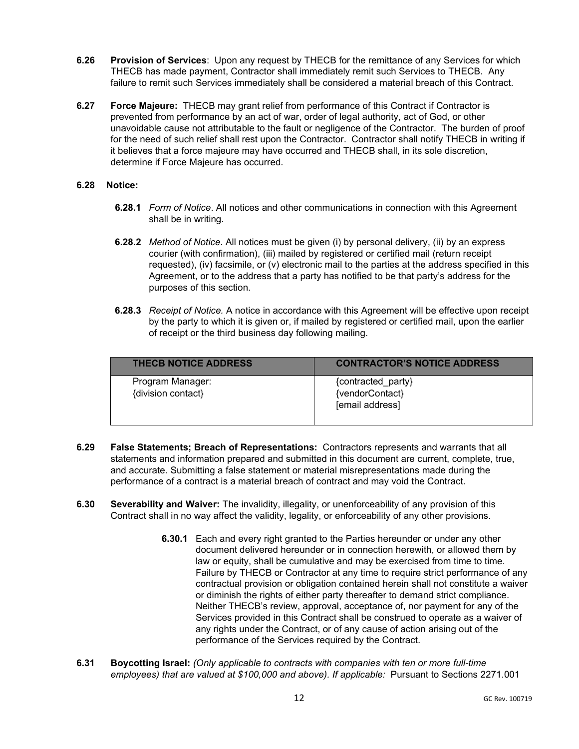**6.26 Provision of Services**: Upon any request by THECB for the remittance of any Services for which THECB has made payment, Contractor shall immediately remit such Services to THECB. Any failure to remit such Services immediately shall be considered a material breach of this Contract.

**6.27 Force Majeure:** THECB may grant relief from performance of this Contract if Contractor is prevented from performance by an act of war, order of legal authority, act of God, or other unavoidable cause not attributable to the fault or negligence of the Contractor. The burden of proof for the need of such relief shall rest upon the Contractor. Contractor shall notify THECB in writing if it believes that a force majeure may have occurred and THECB shall, in its sole discretion, determine if Force Majeure has occurred.

**6.28 Notice:**

**6.28.1** *Form of Notice*. All notices and other communications in connection with this Agreement shall be in writing.

**6.28.2** *Method of Notice*. All notices must be given (i) by personal delivery, (ii) by an express courier (with confirmation), (iii) mailed by registered or certified mail (return receipt requested), (iv) facsimile, or (v) electronic mail to the parties at the address specified in this Agreement, or to the address that a party has notified to be that party's address for the purposes of this section.

**6.28.3** *Receipt of Notice.* A notice in accordance with this Agreement will be effective upon receipt by the party to which it is given or, if mailed by registered or certified mail, upon the earlier of receipt or the third business day following mailing.

| THECB NOTICE ADDRESS | CONTRACTOR'S NOTICE ADDRESS |
|---|---|
| Program Manager:<br>{division contact} | {contracted_party}<br>{vendorContact}<br>[email address] |

**6.29 False Statements; Breach of Representations:** Contractors represents and warrants that all statements and information prepared and submitted in this document are current, complete, true, and accurate. Submitting a false statement or material misrepresentations made during the performance of a contract is a material breach of contract and may void the Contract.

**6.30 Severability and Waiver:** The invalidity, illegality, or unenforceability of any provision of this Contract shall in no way affect the validity, legality, or enforceability of any other provisions.

**6.30.1** Each and every right granted to the Parties hereunder or under any other document delivered hereunder or in connection herewith, or allowed them by law or equity, shall be cumulative and may be exercised from time to time. Failure by THECB or Contractor at any time to require strict performance of any contractual provision or obligation contained herein shall not constitute a waiver or diminish the rights of either party thereafter to demand strict compliance. Neither THECB's review, approval, acceptance of, nor payment for any of the Services provided in this Contract shall be construed to operate as a waiver of any rights under the Contract, or of any cause of action arising out of the performance of the Services required by the Contract.

**6.31 Boycotting Israel:** *(Only applicable to contracts with companies with ten or more full-time employees) that are valued at $100,000 and above). If applicable:* Pursuant to Sections 2271.001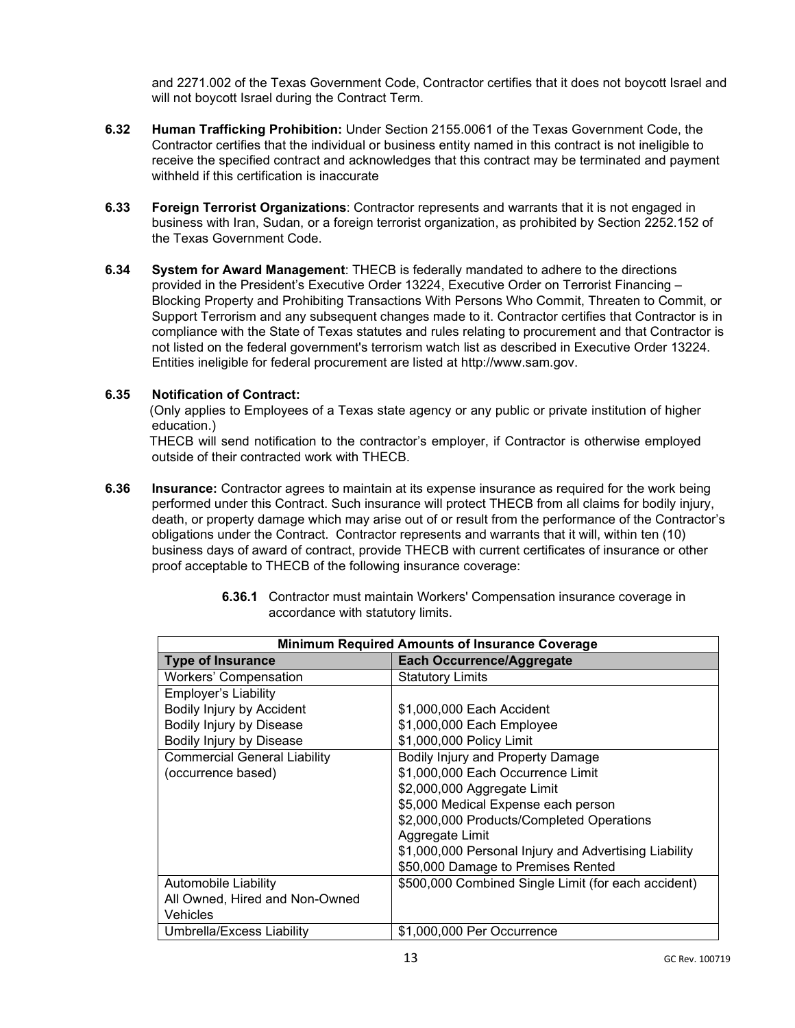and 2271.002 of the Texas Government Code, Contractor certifies that it does not boycott Israel and will not boycott Israel during the Contract Term.

**6.32 Human Trafficking Prohibition:** Under Section 2155.0061 of the Texas Government Code, the Contractor certifies that the individual or business entity named in this contract is not ineligible to receive the specified contract and acknowledges that this contract may be terminated and payment withheld if this certification is inaccurate

**6.33 Foreign Terrorist Organizations**: Contractor represents and warrants that it is not engaged in business with Iran, Sudan, or a foreign terrorist organization, as prohibited by Section 2252.152 of the Texas Government Code.

**6.34 System for Award Management**: THECB is federally mandated to adhere to the directions provided in the President's Executive Order 13224, Executive Order on Terrorist Financing – Blocking Property and Prohibiting Transactions With Persons Who Commit, Threaten to Commit, or Support Terrorism and any subsequent changes made to it. Contractor certifies that Contractor is in compliance with the State of Texas statutes and rules relating to procurement and that Contractor is not listed on the federal government's terrorism watch list as described in Executive Order 13224. Entities ineligible for federal procurement are listed at http://www.sam.gov.

**6.35 Notification of Contract:**

(Only applies to Employees of a Texas state agency or any public or private institution of higher education.)

THECB will send notification to the contractor's employer, if Contractor is otherwise employed outside of their contracted work with THECB.

**6.36 Insurance:** Contractor agrees to maintain at its expense insurance as required for the work being performed under this Contract. Such insurance will protect THECB from all claims for bodily injury, death, or property damage which may arise out of or result from the performance of the Contractor's obligations under the Contract. Contractor represents and warrants that it will, within ten (10) business days of award of contract, provide THECB with current certificates of insurance or other proof acceptable to THECB of the following insurance coverage:

**6.36.1** Contractor must maintain Workers' Compensation insurance coverage in accordance with statutory limits.

| Minimum Required Amounts of Insurance Coverage | |
|---|---|
| **Type of Insurance** | **Each Occurrence/Aggregate** |
| Workers' Compensation | Statutory Limits |
| Employer's Liability<br>Bodily Injury by Accident<br>Bodily Injury by Disease<br>Bodily Injury by Disease | <br>$1,000,000 Each Accident<br>$1,000,000 Each Employee<br>$1,000,000 Policy Limit |
| Commercial General Liability (occurrence based) | Bodily Injury and Property Damage<br>$1,000,000 Each Occurrence Limit<br>$2,000,000 Aggregate Limit<br>$5,000 Medical Expense each person<br>$2,000,000 Products/Completed Operations Aggregate Limit<br>$1,000,000 Personal Injury and Advertising Liability<br>$50,000 Damage to Premises Rented |
| Automobile Liability<br>All Owned, Hired and Non-Owned Vehicles | $500,000 Combined Single Limit (for each accident) |
| Umbrella/Excess Liability | $1,000,000 Per Occurrence |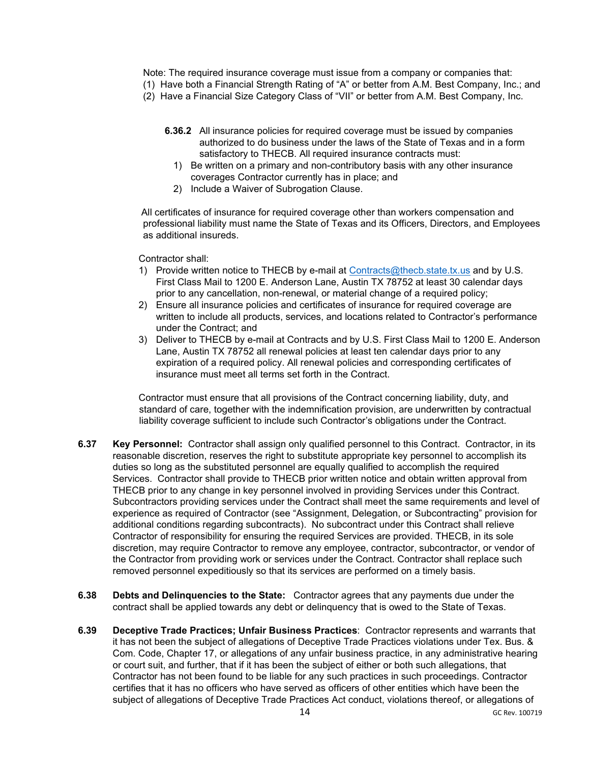Note: The required insurance coverage must issue from a company or companies that:
(1) Have both a Financial Strength Rating of "A" or better from A.M. Best Company, Inc.; and
(2) Have a Financial Size Category Class of "VII" or better from A.M. Best Company, Inc.

**6.36.2** All insurance policies for required coverage must be issued by companies authorized to do business under the laws of the State of Texas and in a form satisfactory to THECB. All required insurance contracts must:

1) Be written on a primary and non-contributory basis with any other insurance coverages Contractor currently has in place; and
2) Include a Waiver of Subrogation Clause.

All certificates of insurance for required coverage other than workers compensation and professional liability must name the State of Texas and its Officers, Directors, and Employees as additional insureds.

Contractor shall:

1) Provide written notice to THECB by e-mail at Contracts@thecb.state.tx.us and by U.S. First Class Mail to 1200 E. Anderson Lane, Austin TX 78752 at least 30 calendar days prior to any cancellation, non-renewal, or material change of a required policy;
2) Ensure all insurance policies and certificates of insurance for required coverage are written to include all products, services, and locations related to Contractor's performance under the Contract; and
3) Deliver to THECB by e-mail at Contracts and by U.S. First Class Mail to 1200 E. Anderson Lane, Austin TX 78752 all renewal policies at least ten calendar days prior to any expiration of a required policy. All renewal policies and corresponding certificates of insurance must meet all terms set forth in the Contract.

Contractor must ensure that all provisions of the Contract concerning liability, duty, and standard of care, together with the indemnification provision, are underwritten by contractual liability coverage sufficient to include such Contractor's obligations under the Contract.

**6.37 Key Personnel:** Contractor shall assign only qualified personnel to this Contract. Contractor, in its reasonable discretion, reserves the right to substitute appropriate key personnel to accomplish its duties so long as the substituted personnel are equally qualified to accomplish the required Services. Contractor shall provide to THECB prior written notice and obtain written approval from THECB prior to any change in key personnel involved in providing Services under this Contract. Subcontractors providing services under the Contract shall meet the same requirements and level of experience as required of Contractor (see "Assignment, Delegation, or Subcontracting" provision for additional conditions regarding subcontracts). No subcontract under this Contract shall relieve Contractor of responsibility for ensuring the required Services are provided. THECB, in its sole discretion, may require Contractor to remove any employee, contractor, subcontractor, or vendor of the Contractor from providing work or services under the Contract. Contractor shall replace such removed personnel expeditiously so that its services are performed on a timely basis.

**6.38 Debts and Delinquencies to the State:** Contractor agrees that any payments due under the contract shall be applied towards any debt or delinquency that is owed to the State of Texas.

**6.39 Deceptive Trade Practices; Unfair Business Practices**: Contractor represents and warrants that it has not been the subject of allegations of Deceptive Trade Practices violations under Tex. Bus. & Com. Code, Chapter 17, or allegations of any unfair business practice, in any administrative hearing or court suit, and further, that if it has been the subject of either or both such allegations, that Contractor has not been found to be liable for any such practices in such proceedings. Contractor certifies that it has no officers who have served as officers of other entities which have been the subject of allegations of Deceptive Trade Practices Act conduct, violations thereof, or allegations of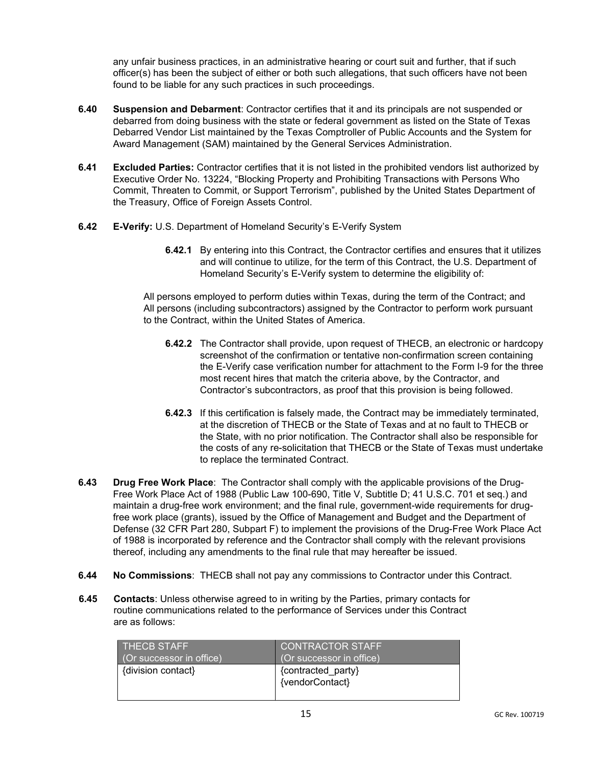any unfair business practices, in an administrative hearing or court suit and further, that if such officer(s) has been the subject of either or both such allegations, that such officers have not been found to be liable for any such practices in such proceedings.

**6.40 Suspension and Debarment**: Contractor certifies that it and its principals are not suspended or debarred from doing business with the state or federal government as listed on the State of Texas Debarred Vendor List maintained by the Texas Comptroller of Public Accounts and the System for Award Management (SAM) maintained by the General Services Administration.

**6.41 Excluded Parties:** Contractor certifies that it is not listed in the prohibited vendors list authorized by Executive Order No. 13224, "Blocking Property and Prohibiting Transactions with Persons Who Commit, Threaten to Commit, or Support Terrorism", published by the United States Department of the Treasury, Office of Foreign Assets Control.

**6.42 E-Verify:** U.S. Department of Homeland Security's E-Verify System

**6.42.1** By entering into this Contract, the Contractor certifies and ensures that it utilizes and will continue to utilize, for the term of this Contract, the U.S. Department of Homeland Security's E-Verify system to determine the eligibility of:

All persons employed to perform duties within Texas, during the term of the Contract; and All persons (including subcontractors) assigned by the Contractor to perform work pursuant to the Contract, within the United States of America.

**6.42.2** The Contractor shall provide, upon request of THECB, an electronic or hardcopy screenshot of the confirmation or tentative non-confirmation screen containing the E-Verify case verification number for attachment to the Form I-9 for the three most recent hires that match the criteria above, by the Contractor, and Contractor's subcontractors, as proof that this provision is being followed.

**6.42.3** If this certification is falsely made, the Contract may be immediately terminated, at the discretion of THECB or the State of Texas and at no fault to THECB or the State, with no prior notification. The Contractor shall also be responsible for the costs of any re-solicitation that THECB or the State of Texas must undertake to replace the terminated Contract.

**6.43 Drug Free Work Place**: The Contractor shall comply with the applicable provisions of the Drug-Free Work Place Act of 1988 (Public Law 100-690, Title V, Subtitle D; 41 U.S.C. 701 et seq.) and maintain a drug-free work environment; and the final rule, government-wide requirements for drug-free work place (grants), issued by the Office of Management and Budget and the Department of Defense (32 CFR Part 280, Subpart F) to implement the provisions of the Drug-Free Work Place Act of 1988 is incorporated by reference and the Contractor shall comply with the relevant provisions thereof, including any amendments to the final rule that may hereafter be issued.

**6.44 No Commissions**: THECB shall not pay any commissions to Contractor under this Contract.

**6.45 Contacts**: Unless otherwise agreed to in writing by the Parties, primary contacts for routine communications related to the performance of Services under this Contract are as follows:

| THECB STAFF (Or successor in office) | CONTRACTOR STAFF (Or successor in office) |
| --- | --- |
| {division contact} | {contracted_party} {vendorContact} |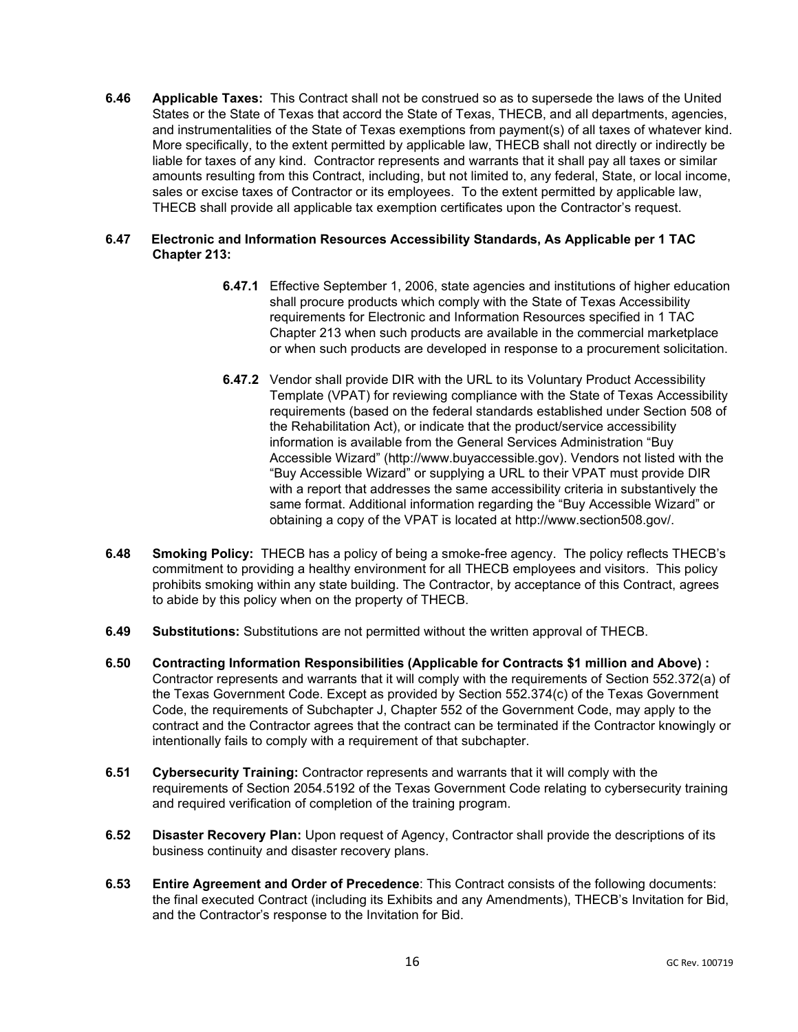**6.46 Applicable Taxes:** This Contract shall not be construed so as to supersede the laws of the United States or the State of Texas that accord the State of Texas, THECB, and all departments, agencies, and instrumentalities of the State of Texas exemptions from payment(s) of all taxes of whatever kind. More specifically, to the extent permitted by applicable law, THECB shall not directly or indirectly be liable for taxes of any kind. Contractor represents and warrants that it shall pay all taxes or similar amounts resulting from this Contract, including, but not limited to, any federal, State, or local income, sales or excise taxes of Contractor or its employees. To the extent permitted by applicable law, THECB shall provide all applicable tax exemption certificates upon the Contractor's request.

**6.47 Electronic and Information Resources Accessibility Standards, As Applicable per 1 TAC Chapter 213:**

**6.47.1** Effective September 1, 2006, state agencies and institutions of higher education shall procure products which comply with the State of Texas Accessibility requirements for Electronic and Information Resources specified in 1 TAC Chapter 213 when such products are available in the commercial marketplace or when such products are developed in response to a procurement solicitation.

**6.47.2** Vendor shall provide DIR with the URL to its Voluntary Product Accessibility Template (VPAT) for reviewing compliance with the State of Texas Accessibility requirements (based on the federal standards established under Section 508 of the Rehabilitation Act), or indicate that the product/service accessibility information is available from the General Services Administration "Buy Accessible Wizard" (http://www.buyaccessible.gov). Vendors not listed with the "Buy Accessible Wizard" or supplying a URL to their VPAT must provide DIR with a report that addresses the same accessibility criteria in substantively the same format. Additional information regarding the "Buy Accessible Wizard" or obtaining a copy of the VPAT is located at http://www.section508.gov/.

**6.48 Smoking Policy:** THECB has a policy of being a smoke-free agency. The policy reflects THECB's commitment to providing a healthy environment for all THECB employees and visitors. This policy prohibits smoking within any state building. The Contractor, by acceptance of this Contract, agrees to abide by this policy when on the property of THECB.

**6.49 Substitutions:** Substitutions are not permitted without the written approval of THECB.

**6.50 Contracting Information Responsibilities (Applicable for Contracts $1 million and Above) :** Contractor represents and warrants that it will comply with the requirements of Section 552.372(a) of the Texas Government Code. Except as provided by Section 552.374(c) of the Texas Government Code, the requirements of Subchapter J, Chapter 552 of the Government Code, may apply to the contract and the Contractor agrees that the contract can be terminated if the Contractor knowingly or intentionally fails to comply with a requirement of that subchapter.

**6.51 Cybersecurity Training:** Contractor represents and warrants that it will comply with the requirements of Section 2054.5192 of the Texas Government Code relating to cybersecurity training and required verification of completion of the training program.

**6.52 Disaster Recovery Plan:** Upon request of Agency, Contractor shall provide the descriptions of its business continuity and disaster recovery plans.

**6.53 Entire Agreement and Order of Precedence**: This Contract consists of the following documents: the final executed Contract (including its Exhibits and any Amendments), THECB's Invitation for Bid, and the Contractor's response to the Invitation for Bid.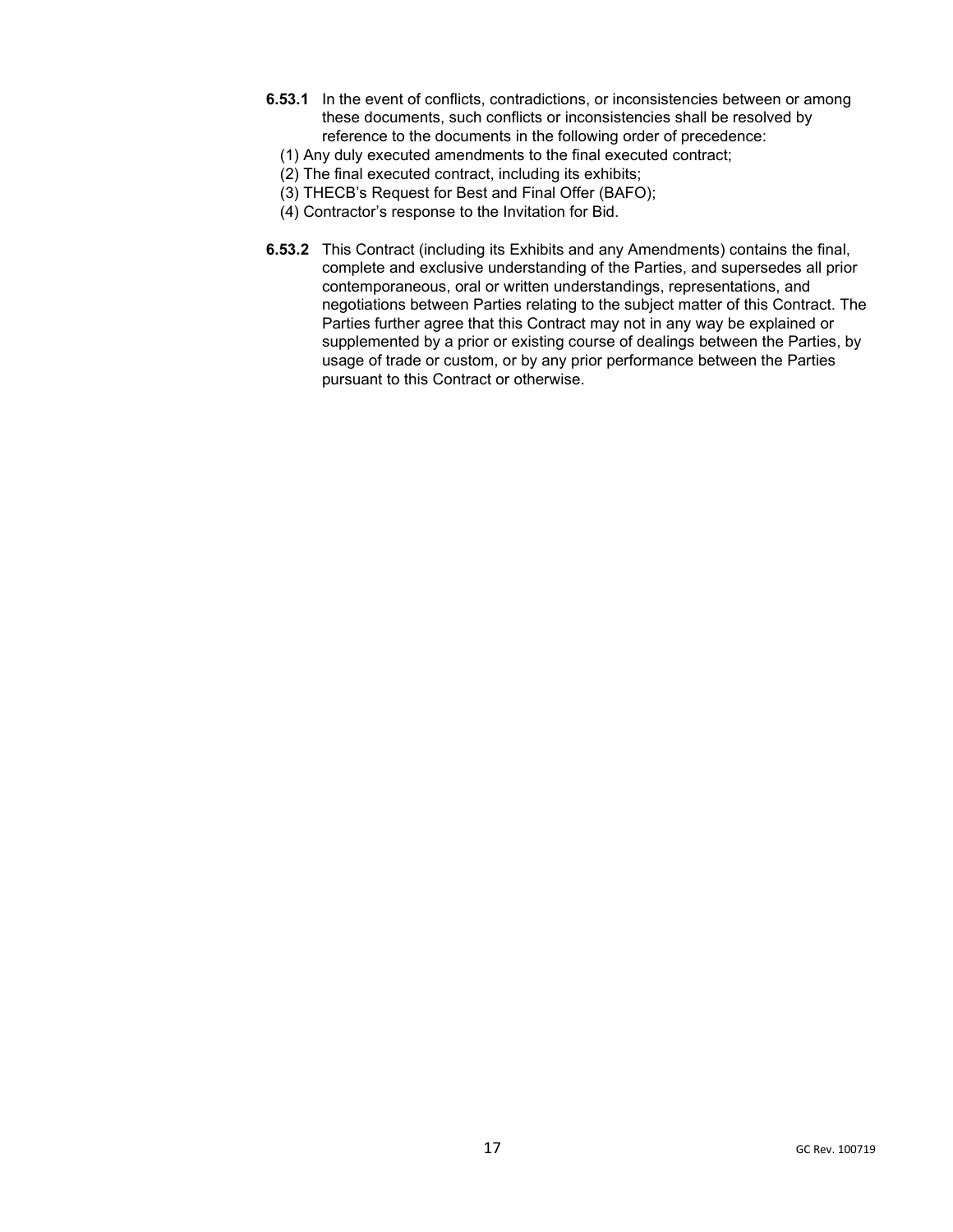**6.53.1** In the event of conflicts, contradictions, or inconsistencies between or among these documents, such conflicts or inconsistencies shall be resolved by reference to the documents in the following order of precedence:

(1) Any duly executed amendments to the final executed contract;
(2) The final executed contract, including its exhibits;
(3) THECB's Request for Best and Final Offer (BAFO);
(4) Contractor's response to the Invitation for Bid.

**6.53.2** This Contract (including its Exhibits and any Amendments) contains the final, complete and exclusive understanding of the Parties, and supersedes all prior contemporaneous, oral or written understandings, representations, and negotiations between Parties relating to the subject matter of this Contract. The Parties further agree that this Contract may not in any way be explained or supplemented by a prior or existing course of dealings between the Parties, by usage of trade or custom, or by any prior performance between the Parties pursuant to this Contract or otherwise.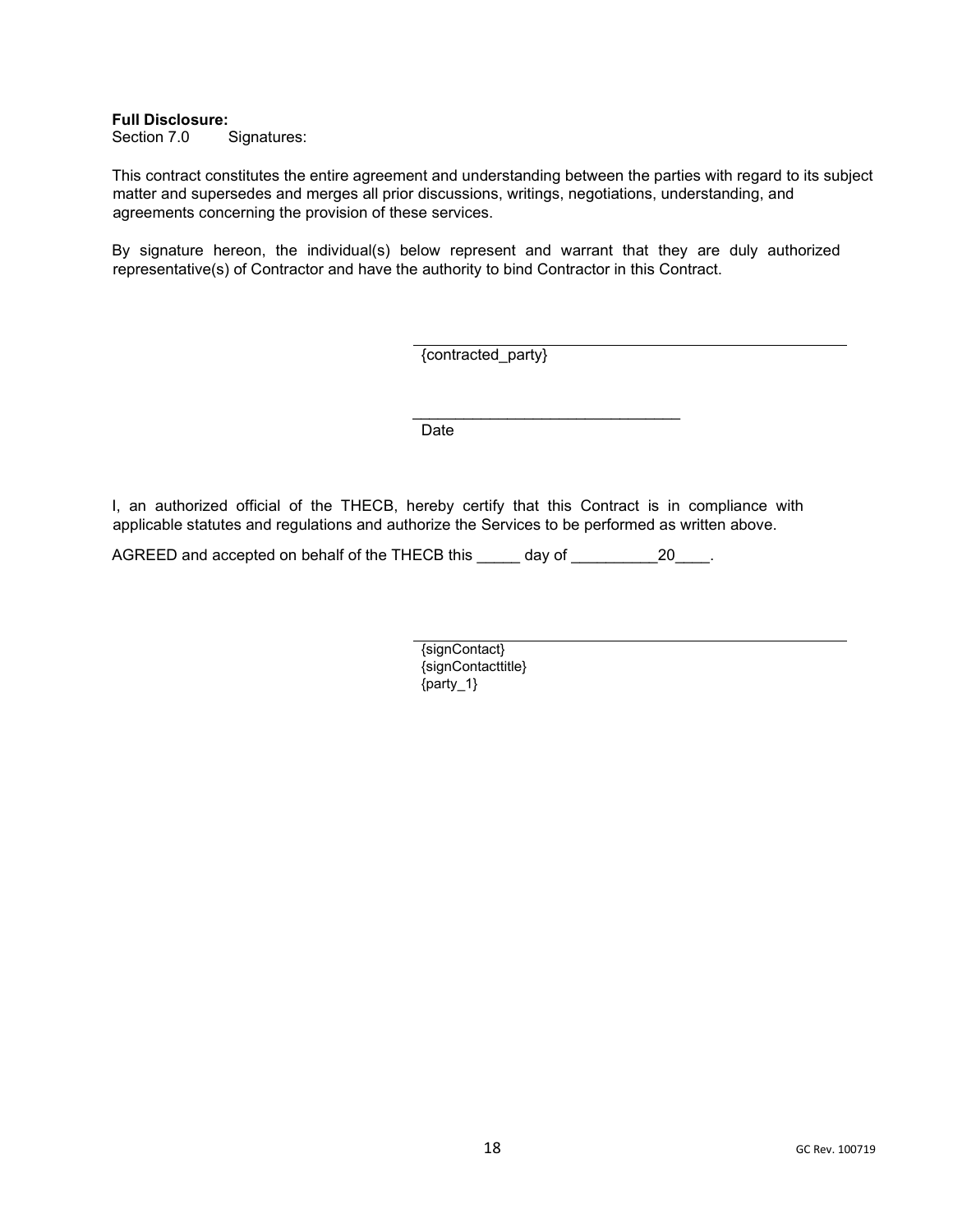**Full Disclosure:**

Section 7.0 Signatures:

This contract constitutes the entire agreement and understanding between the parties with regard to its subject matter and supersedes and merges all prior discussions, writings, negotiations, understanding, and agreements concerning the provision of these services.

By signature hereon, the individual(s) below represent and warrant that they are duly authorized representative(s) of Contractor and have the authority to bind Contractor in this Contract.

\_\_\_\_\_\_\_\_\_\_\_\_\_\_\_\_\_\_\_\_\_\_\_\_\_\_\_\_\_\_\_\_\_\_\_\_\_\_\_\_\_\_\_\_\_\_
{contracted_party}

\_\_\_\_\_\_\_\_\_\_\_\_\_\_\_\_\_\_\_\_\_\_\_\_\_\_\_\_\_\_\_\_
Date

I, an authorized official of the THECB, hereby certify that this Contract is in compliance with applicable statutes and regulations and authorize the Services to be performed as written above.

AGREED and accepted on behalf of the THECB this _____ day of __________20____.

\_\_\_\_\_\_\_\_\_\_\_\_\_\_\_\_\_\_\_\_\_\_\_\_\_\_\_\_\_\_\_\_\_\_\_\_\_\_\_\_\_\_\_\_\_\_
{signContact}
{signContacttitle}
{party_1}

GC Rev. 100719